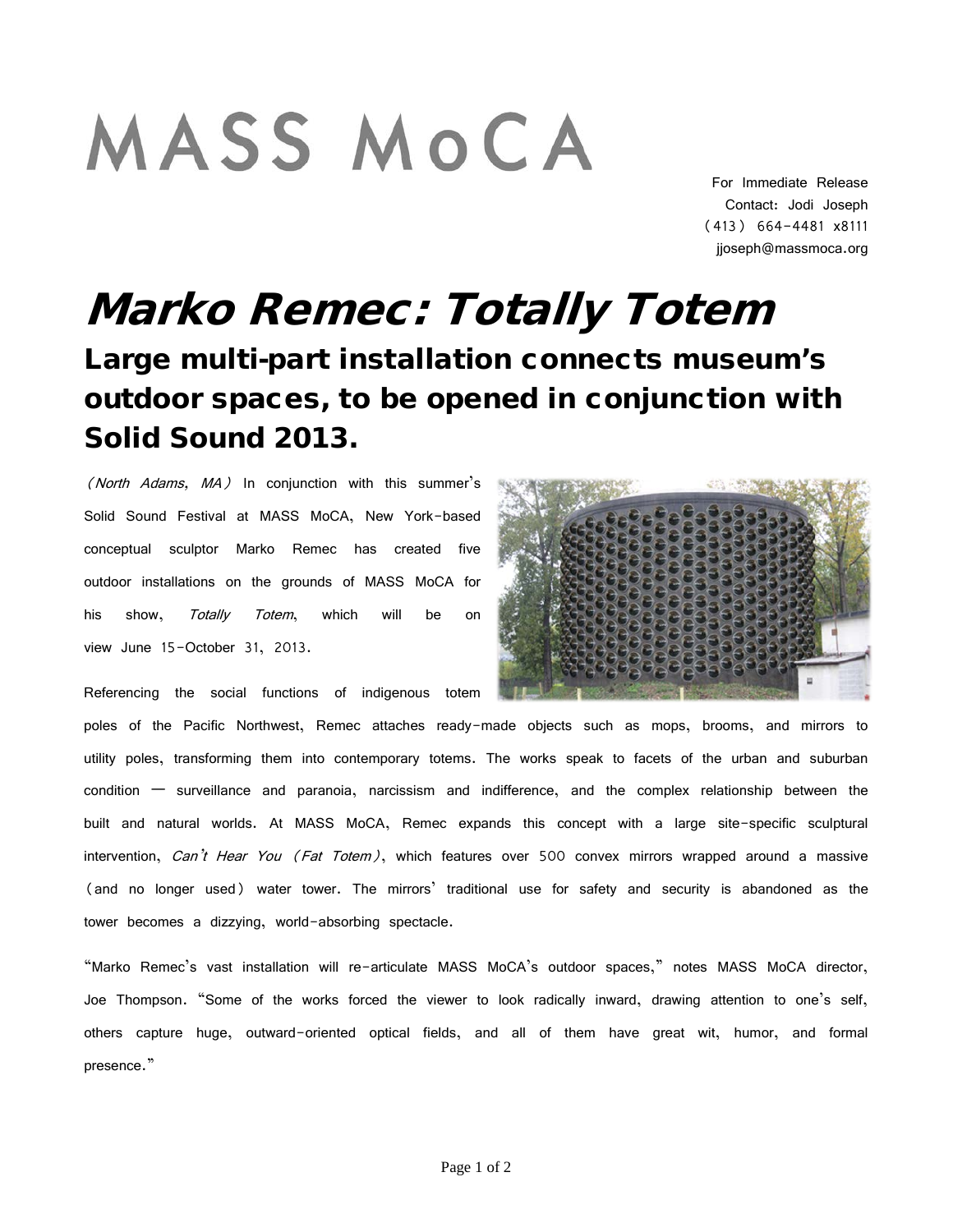# MASS MoCA

For Immediate Release
Contact: Jodi Joseph
(413) 664-4481 x8111
jjoseph@massmoca.org

# *Marko Remec: Totally Totem*

## Large multi-part installation connects museum's outdoor spaces, to be opened in conjunction with Solid Sound 2013.

*(North Adams, MA)* In conjunction with this summer's Solid Sound Festival at MASS MoCA, New York-based conceptual sculptor Marko Remec has created five outdoor installations on the grounds of MASS MoCA for his show, *Totally Totem*, which will be on view June 15–October 31, 2013.

Referencing the social functions of indigenous totem poles of the Pacific Northwest, Remec attaches ready-made objects such as mops, brooms, and mirrors to utility poles, transforming them into contemporary totems. The works speak to facets of the urban and suburban condition — surveillance and paranoia, narcissism and indifference, and the complex relationship between the built and natural worlds. At MASS MoCA, Remec expands this concept with a large site-specific sculptural intervention, *Can't Hear You (Fat Totem)*, which features over 500 convex mirrors wrapped around a massive (and no longer used) water tower. The mirrors' traditional use for safety and security is abandoned as the tower becomes a dizzying, world-absorbing spectacle.

"Marko Remec's vast installation will re-articulate MASS MoCA's outdoor spaces," notes MASS MoCA director, Joe Thompson. "Some of the works forced the viewer to look radically inward, drawing attention to one's self, others capture huge, outward-oriented optical fields, and all of them have great wit, humor, and formal presence."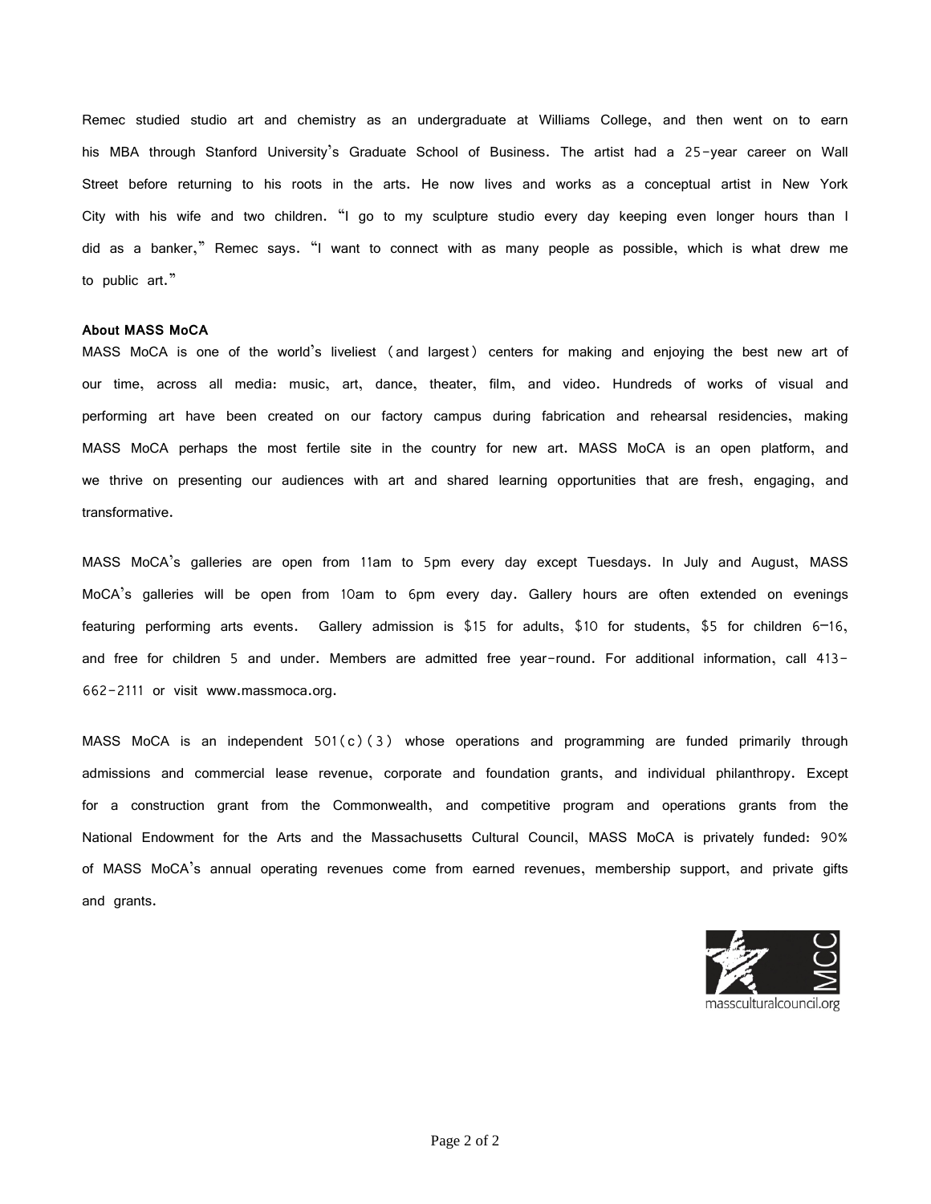Remec studied studio art and chemistry as an undergraduate at Williams College, and then went on to earn his MBA through Stanford University's Graduate School of Business. The artist had a 25-year career on Wall Street before returning to his roots in the arts. He now lives and works as a conceptual artist in New York City with his wife and two children. "I go to my sculpture studio every day keeping even longer hours than I did as a banker," Remec says. "I want to connect with as many people as possible, which is what drew me to public art."

**About MASS MoCA**

MASS MoCA is one of the world's liveliest (and largest) centers for making and enjoying the best new art of our time, across all media: music, art, dance, theater, film, and video. Hundreds of works of visual and performing art have been created on our factory campus during fabrication and rehearsal residencies, making MASS MoCA perhaps the most fertile site in the country for new art. MASS MoCA is an open platform, and we thrive on presenting our audiences with art and shared learning opportunities that are fresh, engaging, and transformative.

MASS MoCA's galleries are open from 11am to 5pm every day except Tuesdays. In July and August, MASS MoCA's galleries will be open from 10am to 6pm every day. Gallery hours are often extended on evenings featuring performing arts events. Gallery admission is $15 for adults, $10 for students, $5 for children 6–16, and free for children 5 and under. Members are admitted free year-round. For additional information, call 413-662-2111 or visit www.massmoca.org.

MASS MoCA is an independent 501(c)(3) whose operations and programming are funded primarily through admissions and commercial lease revenue, corporate and foundation grants, and individual philanthropy. Except for a construction grant from the Commonwealth, and competitive program and operations grants from the National Endowment for the Arts and the Massachusetts Cultural Council, MASS MoCA is privately funded: 90% of MASS MoCA's annual operating revenues come from earned revenues, membership support, and private gifts and grants.

MCC
masscultu­ralcouncil.org